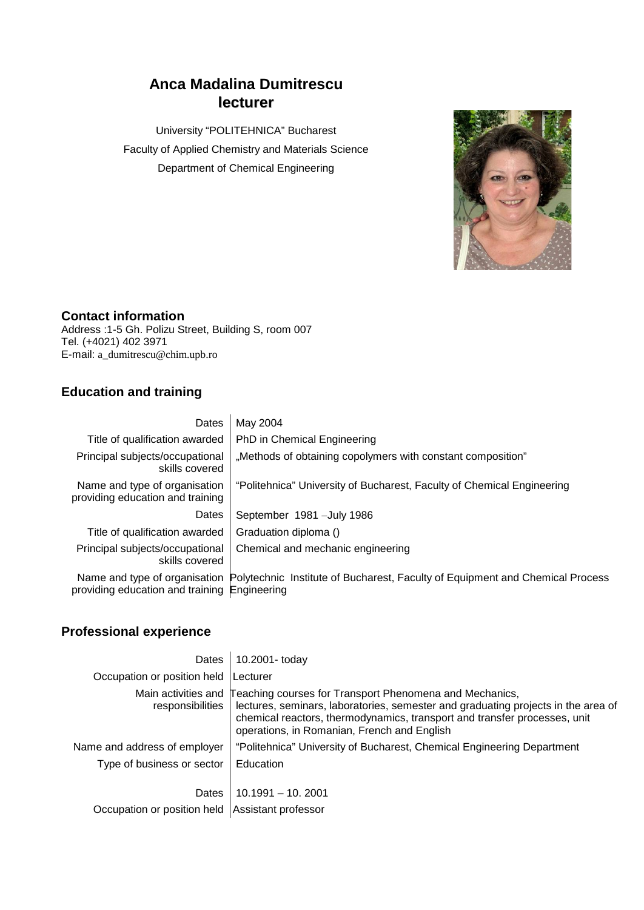# Anca Madalina Dumitrescu
## lecturer

University "POLITEHNICA" Bucharest
Faculty of Applied Chemistry and Materials Science
Department of Chemical Engineering

### Contact information

Address :1-5 Gh. Polizu Street, Building S, room 007
Tel. (+4021) 402 3971
E-mail: a_dumitrescu@chim.upb.ro

### Education and training

| | |
|---|---|
| Dates | May 2004 |
| Title of qualification awarded | PhD in Chemical Engineering |
| Principal subjects/occupational skills covered | „Methods of obtaining copolymers with constant composition" |
| Name and type of organisation providing education and training | "Politehnica" University of Bucharest, Faculty of Chemical Engineering |
| Dates | September 1981 –July 1986 |
| Title of qualification awarded | Graduation diploma () |
| Principal subjects/occupational skills covered | Chemical and mechanic engineering |
| Name and type of organisation providing education and training | Polytechnic Institute of Bucharest, Faculty of Equipment and Chemical Process Engineering |

### Professional experience

| | |
|---|---|
| Dates | 10.2001- today |
| Occupation or position held | Lecturer |
| Main activities and responsibilities | Teaching courses for Transport Phenomena and Mechanics, lectures, seminars, laboratories, semester and graduating projects in the area of chemical reactors, thermodynamics, transport and transfer processes, unit operations, in Romanian, French and English |
| Name and address of employer | "Politehnica" University of Bucharest, Chemical Engineering Department |
| Type of business or sector | Education |
| Dates | 10.1991 – 10. 2001 |
| Occupation or position held | Assistant professor |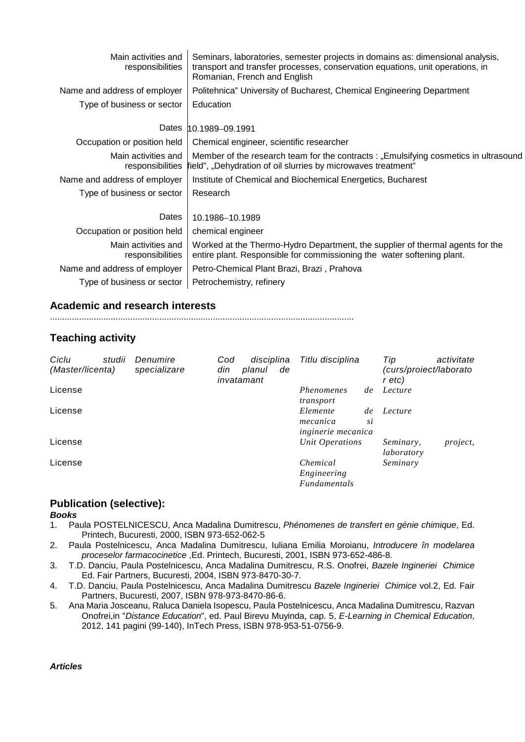| | |
|---|---|
| Main activities and responsibilities | Seminars, laboratories, semester projects in domains as: dimensional analysis, transport and transfer processes, conservation equations, unit operations, in Romanian, French and English |
| Name and address of employer | Politehnica" University of Bucharest, Chemical Engineering Department |
| Type of business or sector | Education |
| Dates | 10.1989–09.1991 |
| Occupation or position held | Chemical engineer, scientific researcher |
| Main activities and responsibilities | Member of the research team for the contracts : „Emulsifying cosmetics in ultrasound field", „Dehydration of oil slurries by microwaves treatment" |
| Name and address of employer | Institute of Chemical and Biochemical Energetics, Bucharest |
| Type of business or sector | Research |
| Dates | 10.1986–10.1989 |
| Occupation or position held | chemical engineer |
| Main activities and responsibilities | Worked at the Thermo-Hydro Department, the supplier of thermal agents for the entire plant. Responsible for commissioning the water softening plant. |
| Name and address of employer | Petro-Chemical Plant Brazi, Brazi , Prahova |
| Type of business or sector | Petrochemistry, refinery |

## Academic and research interests

............................................................................................................................

## Teaching activity

| *Ciclu studii (Master/licenta)* | *Denumire specializare* | *Cod disciplina din planul de invatamant* | *Titlu disciplina* | *Tip activitate (curs/proiect/laborator etc)* |
|---|---|---|---|---|
| License | | | *Phenomenes de transport* | *Lecture* |
| License | | | *Elemente de mecanica si inginerie mecanica* | *Lecture* |
| License | | | *Unit Operations* | *Seminary, project, laboratory* |
| License | | | *Chemical Engineering Fundamentals* | *Seminary* |

## Publication (selective):

***Books***

1. Paula POSTELNICESCU, Anca Madalina Dumitrescu, *Phénomenes de transfert en génie chimique*, Ed. Printech, Bucuresti, 2000, ISBN 973-652-062-5
2. Paula Postelnicescu, Anca Madalina Dumitrescu, Iuliana Emilia Moroianu, *Introducere în modelarea proceselor farmacocinetice* ,Ed. Printech, Bucuresti, 2001, ISBN 973-652-486-8.
3. T.D. Danciu, Paula Postelnicescu, Anca Madalina Dumitrescu, R.S. Onofrei, *Bazele Ingineriei Chimice* Ed. Fair Partners, Bucuresti, 2004, ISBN 973-8470-30-7.
4. T.D. Danciu, Paula Postelnicescu, Anca Madalina Dumitrescu *Bazele Ingineriei Chimice* vol.2, Ed. Fair Partners, Bucuresti, 2007, ISBN 978-973-8470-86-6.
5. Ana Maria Josceanu, Raluca Daniela Isopescu, Paula Postelnicescu, Anca Madalina Dumitrescu, Razvan Onofrei,in "*Distance Education*", ed. Paul Birevu Muyinda, cap. 5, *E-Learning in Chemical Education*, 2012, 141 pagini (99-140), InTech Press, ISBN 978-953-51-0756-9.

***Articles***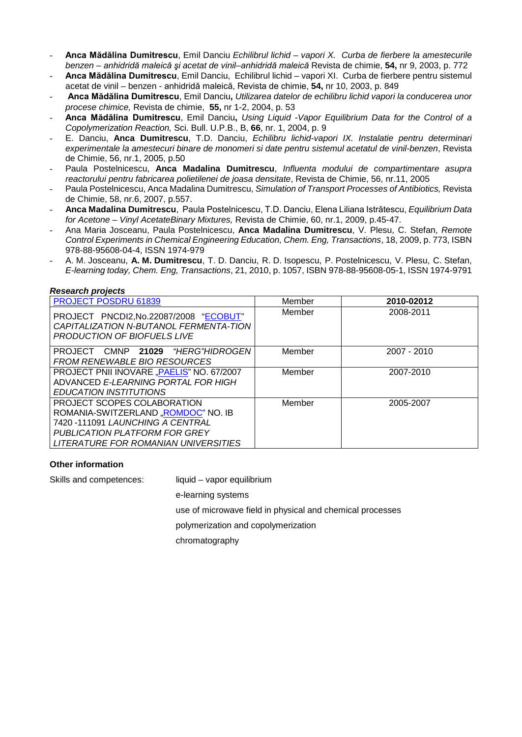- **Anca Mădălina Dumitrescu**, Emil Danciu *Echilibrul lichid – vapori X. Curba de fierbere la amestecurile benzen – anhidridă maleică şi acetat de vinil–anhidridă maleică* Revista de chimie, **54,** nr 9, 2003, p. 772
- **Anca Mădălina Dumitrescu**, Emil Danciu, Echilibrul lichid – vapori XI. Curba de fierbere pentru sistemul acetat de vinil – benzen - anhidridă maleică, Revista de chimie, **54,** nr 10, 2003, p. 849
- **Anca Mădălina Dumitrescu**, Emil Danciu**,** *Utilizarea datelor de echilibru lichid vapori la conducerea unor procese chimice,* Revista de chimie, **55,** nr 1-2, 2004, p. 53
- **Anca Mădălina Dumitrescu**, Emil Danciu**,** *Using Liquid -Vapor Equilibrium Data for the Control of a Copolymerization Reaction,* Sci. Bull. U.P.B., B, **66**, nr. 1, 2004, p. 9
- E. Danciu, **Anca Dumitrescu**, T.D. Danciu, *Echilibru lichid-vapori IX. Instalatie pentru determinari experimentale la amestecuri binare de monomeri si date pentru sistemul acetatul de vinil-benzen*, Revista de Chimie, 56, nr.1, 2005, p.50
- Paula Postelnicescu, **Anca Madalina Dumitrescu**, *Influenta modului de compartimentare asupra reactorului pentru fabricarea polietilenei de joasa densitate*, Revista de Chimie, 56, nr.11, 2005
- Paula Postelnicescu, Anca Madalina Dumitrescu, *Simulation of Transport Processes of Antibiotics,* Revista de Chimie, 58, nr.6, 2007, p.557.
- **Anca Madalina Dumitrescu**, Paula Postelnicescu, T.D. Danciu, Elena Liliana Istrătescu, *Equilibrium Data for Acetone – Vinyl AcetateBinary Mixtures,* Revista de Chimie, 60, nr.1, 2009, p.45-47.
- Ana Maria Josceanu, Paula Postelnicescu, **Anca Madalina Dumitrescu**, V. Plesu, C. Stefan, *Remote Control Experiments in Chemical Engineering Education, Chem. Eng, Transactions*, 18, 2009, p. 773, ISBN 978-88-95608-04-4, ISSN 1974-979
- A. M. Josceanu, **A. M. Dumitrescu**, T. D. Danciu, R. D. Isopescu, P. Postelnicescu, V. Plesu, C. Stefan, *E-learning today, Chem. Eng, Transactions*, 21, 2010, p. 1057, ISBN 978-88-95608-05-1, ISSN 1974-9791

***Research projects***

| | | |
|---|---|---|
| PROJECT POSDRU 61839 | Member | **2010-02012** |
| PROJECT PNCDI2,No.22087/2008 "ECOBUT" *CAPITALIZATION N-BUTANOL FERMENTA-TION PRODUCTION OF BIOFUELS LIVE* | Member | 2008-2011 |
| PROJECT CMNP **21029** *"HERG"HIDROGEN FROM RENEWABLE BIO RESOURCES* | Member | 2007 - 2010 |
| PROJECT PNII INOVARE „PAELIS" NO. 67/2007 ADVANCED *E-LEARNING PORTAL FOR HIGH EDUCATION INSTITUTIONS* | Member | 2007-2010 |
| PROJECT SCOPES COLABORATION ROMANIA-SWITZERLAND „ROMDOC" NO. IB 7420 -111091 *LAUNCHING A CENTRAL PUBLICATION PLATFORM FOR GREY LITERATURE FOR ROMANIAN UNIVERSITIES* | Member | 2005-2007 |

**Other information**

Skills and competences:

- liquid – vapor equilibrium
- e-learning systems
- use of microwave field in physical and chemical processes
- polymerization and copolymerization
- chromatography